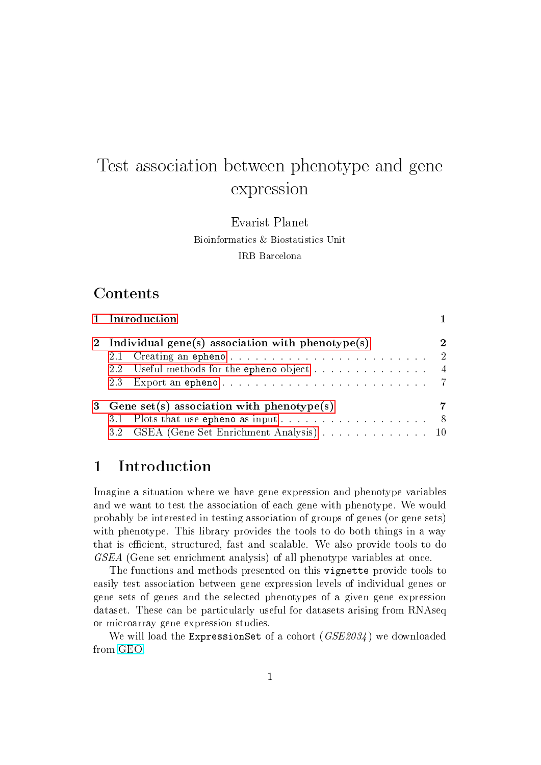# Test association between phenotype and gene expression

Evarist Planet

Bioinformatics & Biostatistics Unit

IRB Barcelona

## Contents

1 Introduction — 1

2 Individual gene(s) association with phenotype(s) — 2
- 2.1 Creating an `epheno` — 2
- 2.2 Useful methods for the `epheno` object — 4
- 2.3 Export an `epheno` — 7

3 Gene set(s) association with phenotype(s) — 7
- 3.1 Plots that use `epheno` as input — 8
- 3.2 GSEA (Gene Set Enrichment Analysis) — 10

## 1 Introduction

Imagine a situation where we have gene expression and phenotype variables and we want to test the association of each gene with phenotype. We would probably be interested in testing association of groups of genes (or gene sets) with phenotype. This library provides the tools to do both things in a way that is efficient, structured, fast and scalable. We also provide tools to do *GSEA* (Gene set enrichment analysis) of all phenotype variables at once.

The functions and methods presented on this `vignette` provide tools to easily test association between gene expression levels of individual genes or gene sets of genes and the selected phenotypes of a given gene expression dataset. These can be particularly useful for datasets arising from RNAseq or microarray gene expression studies.

We will load the `ExpressionSet` of a cohort (*GSE2034*) we downloaded from GEO.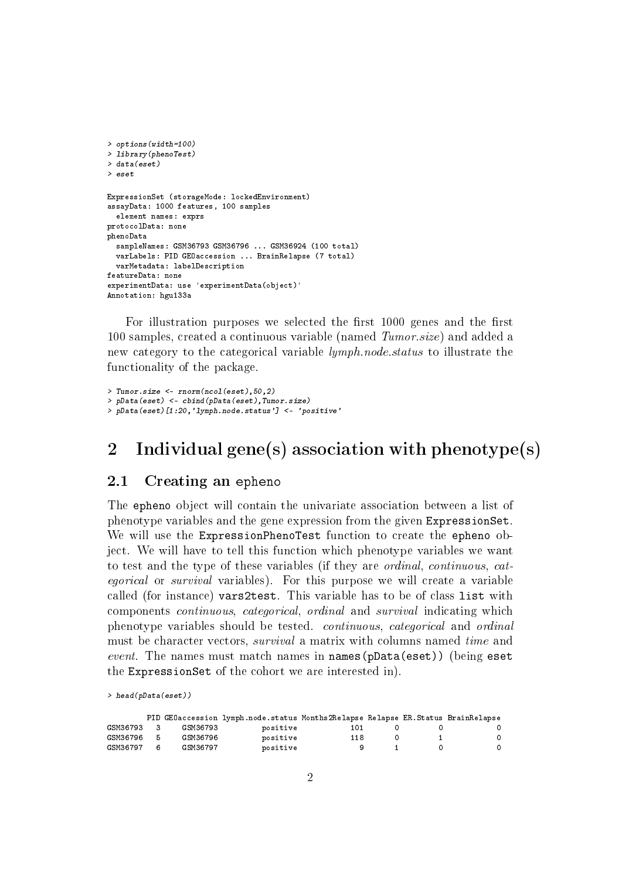```
> options(width=100)
> library(phenoTest)
> data(eset)
> eset

ExpressionSet (storageMode: lockedEnvironment)
assayData: 1000 features, 100 samples
  element names: exprs
protocolData: none
phenoData
  sampleNames: GSM36793 GSM36796 ... GSM36924 (100 total)
  varLabels: PID GEOaccession ... BrainRelapse (7 total)
  varMetadata: labelDescription
featureData: none
experimentData: use 'experimentData(object)'
Annotation: hgu133a
```

For illustration purposes we selected the first 1000 genes and the first 100 samples, created a continuous variable (named *Tumor.size*) and added a new category to the categorical variable *lymph.node.status* to illustrate the functionality of the package.

```
> Tumor.size <- rnorm(ncol(eset),50,2)
> pData(eset) <- cbind(pData(eset),Tumor.size)
> pData(eset)[1:20,'lymph.node.status'] <- 'positive'
```

# 2 Individual gene(s) association with phenotype(s)

## 2.1 Creating an epheno

The `epheno` object will contain the univariate association between a list of phenotype variables and the gene expression from the given `ExpressionSet`. We will use the `ExpressionPhenoTest` function to create the `epheno` object. We will have to tell this function which phenotype variables we want to test and the type of these variables (if they are *ordinal*, *continuous*, *categorical* or *survival* variables). For this purpose we will create a variable called (for instance) `vars2test`. This variable has to be of class `list` with components *continuous*, *categorical*, *ordinal* and *survival* indicating which phenotype variables should be tested. *continuous*, *categorical* and *ordinal* must be character vectors, *survival* a matrix with columns named *time* and *event*. The names must match names in `names(pData(eset))` (being `eset` the `ExpressionSet` of the cohort we are interested in).

```
> head(pData(eset))

         PID GEOaccession lymph.node.status Months2Relapse Relapse ER.Status BrainRelapse
GSM36793   3     GSM36793          positive            101       0         0            0
GSM36796   5     GSM36796          positive            118       0         1            0
GSM36797   6     GSM36797          positive              9       1         0            0
```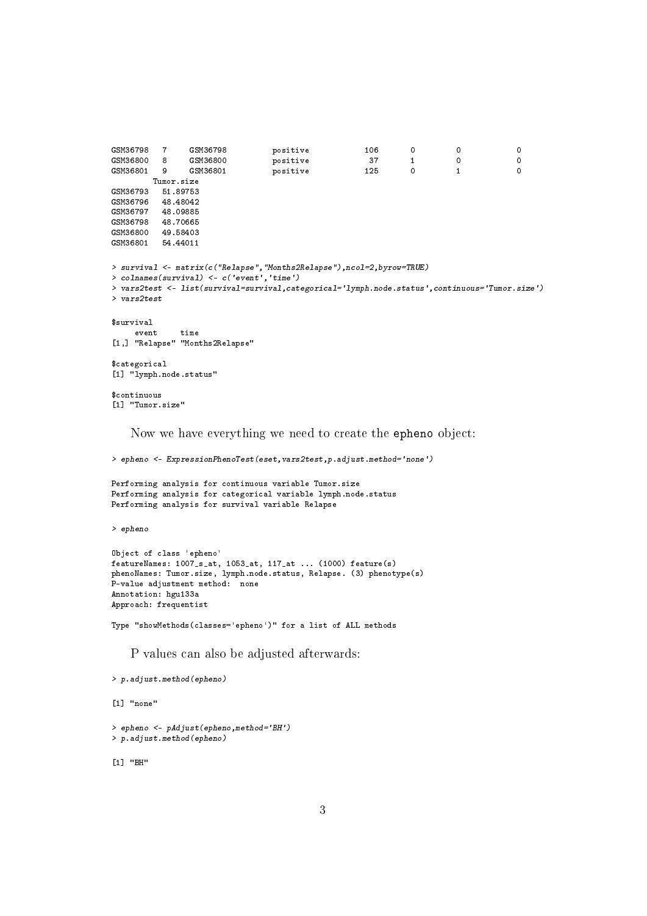```
GSM36798   7     GSM36798          positive           106       0         0            0
GSM36800   8     GSM36800          positive            37       1         0            0
GSM36801   9     GSM36801          positive           125       0         1            0
         Tumor.size
GSM36793   51.89753
GSM36796   48.48042
GSM36797   48.09885
GSM36798   48.70665
GSM36800   49.58403
GSM36801   54.44011
```

```
> survival <- matrix(c("Relapse","Months2Relapse"),ncol=2,byrow=TRUE)
> colnames(survival) <- c('event','time')
> vars2test <- list(survival=survival,categorical='lymph.node.status',continuous='Tumor.size')
> vars2test

$survival
     event     time
[1,] "Relapse" "Months2Relapse"

$categorical
[1] "lymph.node.status"

$continuous
[1] "Tumor.size"
```

Now we have everything we need to create the `epheno` object:

```
> epheno <- ExpressionPhenoTest(eset,vars2test,p.adjust.method='none')

Performing analysis for continuous variable Tumor.size
Performing analysis for categorical variable lymph.node.status
Performing analysis for survival variable Relapse

> epheno

Object of class 'epheno'
featureNames: 1007_s_at, 1053_at, 117_at ... (1000) feature(s)
phenoNames: Tumor.size, lymph.node.status, Relapse. (3) phenotype(s)
P-value adjustment method:  none
Annotation: hgu133a
Approach: frequentist

Type "showMethods(classes='epheno')" for a list of ALL methods
```

P values can also be adjusted afterwards:

```
> p.adjust.method(epheno)

[1] "none"

> epheno <- pAdjust(epheno,method='BH')
> p.adjust.method(epheno)

[1] "BH"
```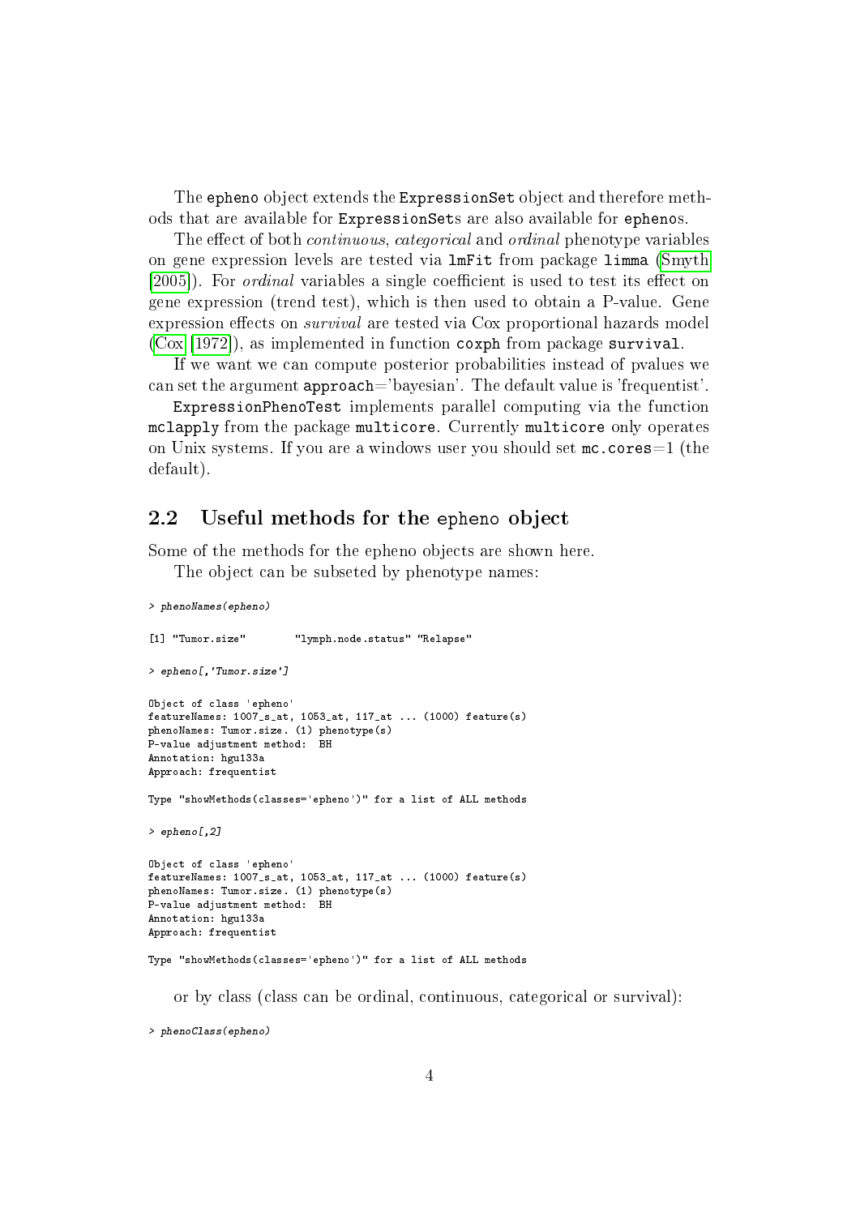The `epheno` object extends the `ExpressionSet` object and therefore methods that are available for `ExpressionSet`s are also available for `epheno`s.

The effect of both *continuous*, *categorical* and *ordinal* phenotype variables on gene expression levels are tested via `lmFit` from package `limma` (Smyth [2005]). For *ordinal* variables a single coefficient is used to test its effect on gene expression (trend test), which is then used to obtain a P-value. Gene expression effects on *survival* are tested via Cox proportional hazards model (Cox [1972]), as implemented in function `coxph` from package `survival`.

If we want we can compute posterior probabilities instead of pvalues we can set the argument `approach`='bayesian'. The default value is 'frequentist'.

`ExpressionPhenoTest` implements parallel computing via the function `mclapply` from the package `multicore`. Currently `multicore` only operates on Unix systems. If you are a windows user you should set `mc.cores`=1 (the default).

## 2.2 Useful methods for the `epheno` object

Some of the methods for the epheno objects are shown here.

The object can be subseted by phenotype names:

```
> phenoNames(epheno)

[1] "Tumor.size"        "lymph.node.status" "Relapse"

> epheno[,'Tumor.size']

Object of class 'epheno'
featureNames: 1007_s_at, 1053_at, 117_at ... (1000) feature(s)
phenoNames: Tumor.size. (1) phenotype(s)
P-value adjustment method:  BH
Annotation: hgu133a
Approach: frequentist

Type "showMethods(classes='epheno')" for a list of ALL methods

> epheno[,2]

Object of class 'epheno'
featureNames: 1007_s_at, 1053_at, 117_at ... (1000) feature(s)
phenoNames: Tumor.size. (1) phenotype(s)
P-value adjustment method:  BH
Annotation: hgu133a
Approach: frequentist

Type "showMethods(classes='epheno')" for a list of ALL methods
```

or by class (class can be ordinal, continuous, categorical or survival):

```
> phenoClass(epheno)
```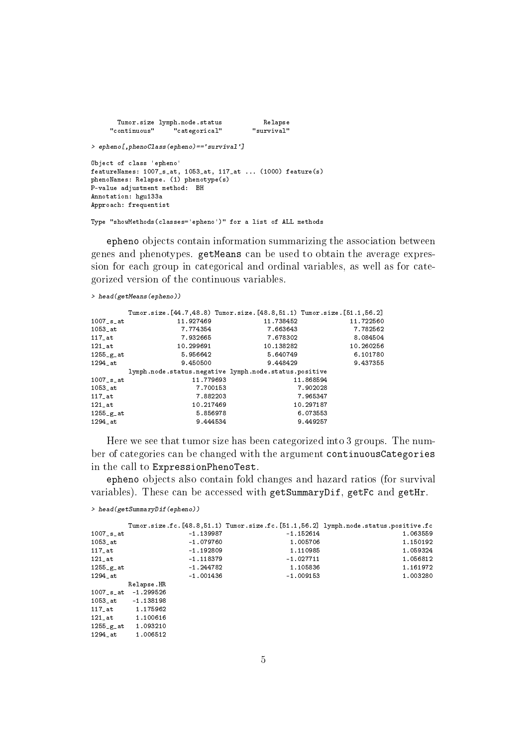```
      Tumor.size lymph.node.status           Relapse
    "continuous"     "categorical"        "survival"
```

```
> epheno[,phenoClass(epheno)=='survival']

Object of class 'epheno'
featureNames: 1007_s_at, 1053_at, 117_at ... (1000) feature(s)
phenoNames: Relapse. (1) phenotype(s)
P-value adjustment method:  BH
Annotation: hgu133a
Approach: frequentist

Type "showMethods(classes='epheno')" for a list of ALL methods
```

epheno objects contain information summarizing the association between genes and phenotypes. getMeans can be used to obtain the average expression for each group in categorical and ordinal variables, as well as for categorized version of the continuous variables.

```
> head(getMeans(epheno))

          Tumor.size.[44.7,48.8) Tumor.size.[48.8,51.1) Tumor.size.[51.1,56.2]
1007_s_at              11.927469              11.738452              11.722560
1053_at                 7.774354               7.663643               7.782562
117_at                  7.932665               7.678302               8.084504
121_at                 10.299691              10.138282              10.260256
1255_g_at               5.956642               5.640749               6.101780
1294_at                 9.450500               9.448429               9.437355
          lymph.node.status.negative lymph.node.status.positive
1007_s_at                  11.779693                  11.868594
1053_at                     7.700153                   7.902028
117_at                      7.882203                   7.965347
121_at                     10.217469                  10.297187
1255_g_at                   5.856978                   6.073553
1294_at                     9.444534                   9.449257
```

Here we see that tumor size has been categorized into 3 groups. The number of categories can be changed with the argument continuousCategories in the call to ExpressionPhenoTest.

epheno objects also contain fold changes and hazard ratios (for survival variables). These can be accessed with getSummaryDif, getFc and getHr.

```
> head(getSummaryDif(epheno))

          Tumor.size.fc.[48.8,51.1) Tumor.size.fc.[51.1,56.2] lymph.node.status.positive.fc
1007_s_at                 -1.139987                 -1.152614                      1.063559
1053_at                   -1.079760                  1.005706                      1.150192
117_at                    -1.192809                  1.110985                      1.059324
121_at                    -1.118379                 -1.027711                      1.056812
1255_g_at                 -1.244782                  1.105836                      1.161972
1294_at                   -1.001436                 -1.009153                      1.003280
          Relapse.HR
1007_s_at  -1.299526
1053_at    -1.138198
117_at      1.175962
121_at      1.100616
1255_g_at   1.093210
1294_at     1.006512
```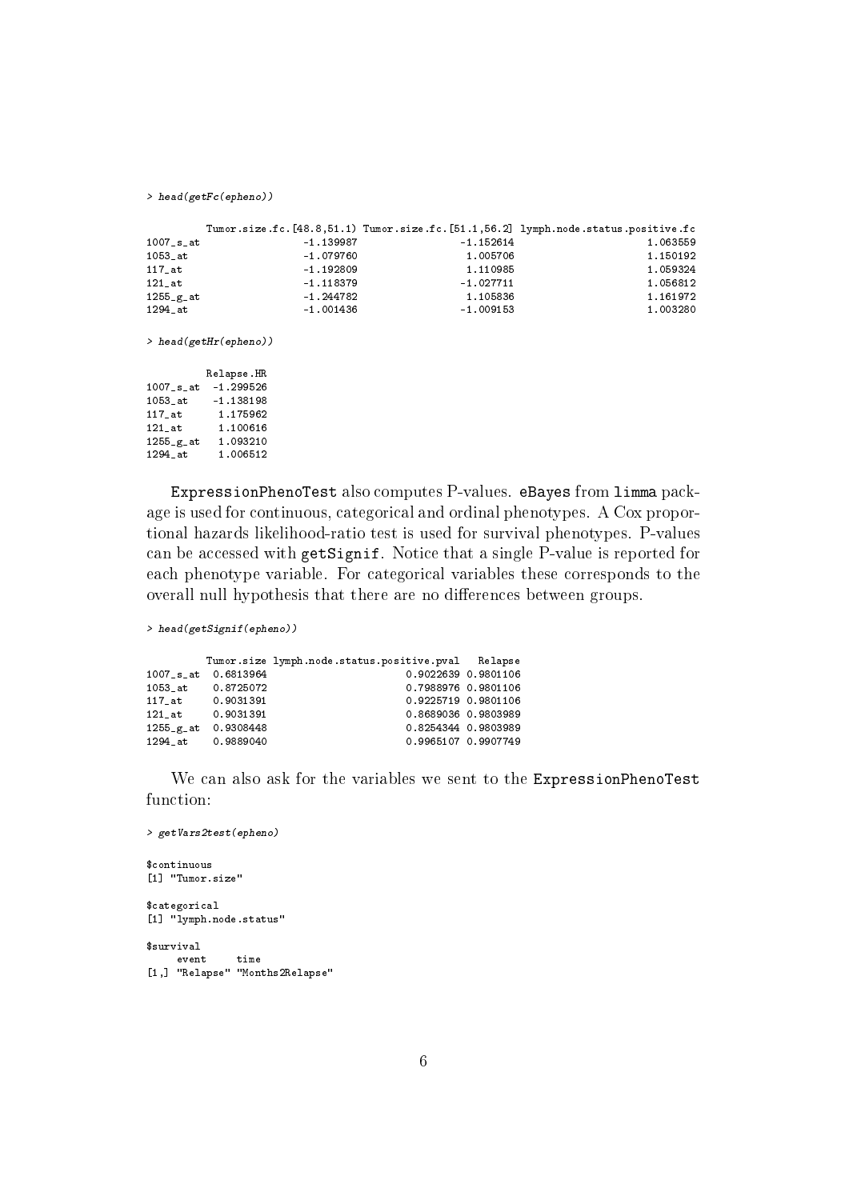```
> head(getFc(epheno))

          Tumor.size.fc.[48.8,51.1) Tumor.size.fc.[51.1,56.2] lymph.node.status.positive.fc
1007_s_at                 -1.139987                 -1.152614                      1.063559
1053_at                   -1.079760                  1.005706                      1.150192
117_at                    -1.192809                  1.110985                      1.059324
121_at                    -1.118379                 -1.027711                      1.056812
1255_g_at                 -1.244782                  1.105836                      1.161972
1294_at                   -1.001436                 -1.009153                      1.003280
```

```
> head(getHr(epheno))

          Relapse.HR
1007_s_at  -1.299526
1053_at    -1.138198
117_at      1.175962
121_at      1.100616
1255_g_at   1.093210
1294_at     1.006512
```

ExpressionPhenoTest also computes P-values. eBayes from limma package is used for continuous, categorical and ordinal phenotypes. A Cox proportional hazards likelihood-ratio test is used for survival phenotypes. P-values can be accessed with getSignif. Notice that a single P-value is reported for each phenotype variable. For categorical variables these corresponds to the overall null hypothesis that there are no differences between groups.

```
> head(getSignif(epheno))

          Tumor.size lymph.node.status.positive.pval   Relapse
1007_s_at  0.6813964                       0.9022639 0.9801106
1053_at    0.8725072                       0.7988976 0.9801106
117_at     0.9031391                       0.9225719 0.9801106
121_at     0.9031391                       0.8689036 0.9803989
1255_g_at  0.9308448                       0.8254344 0.9803989
1294_at    0.9889040                       0.9965107 0.9907749
```

We can also ask for the variables we sent to the ExpressionPhenoTest function:

```
> getVars2test(epheno)

$continuous
[1] "Tumor.size"

$categorical
[1] "lymph.node.status"

$survival
     event     time
[1,] "Relapse" "Months2Relapse"
```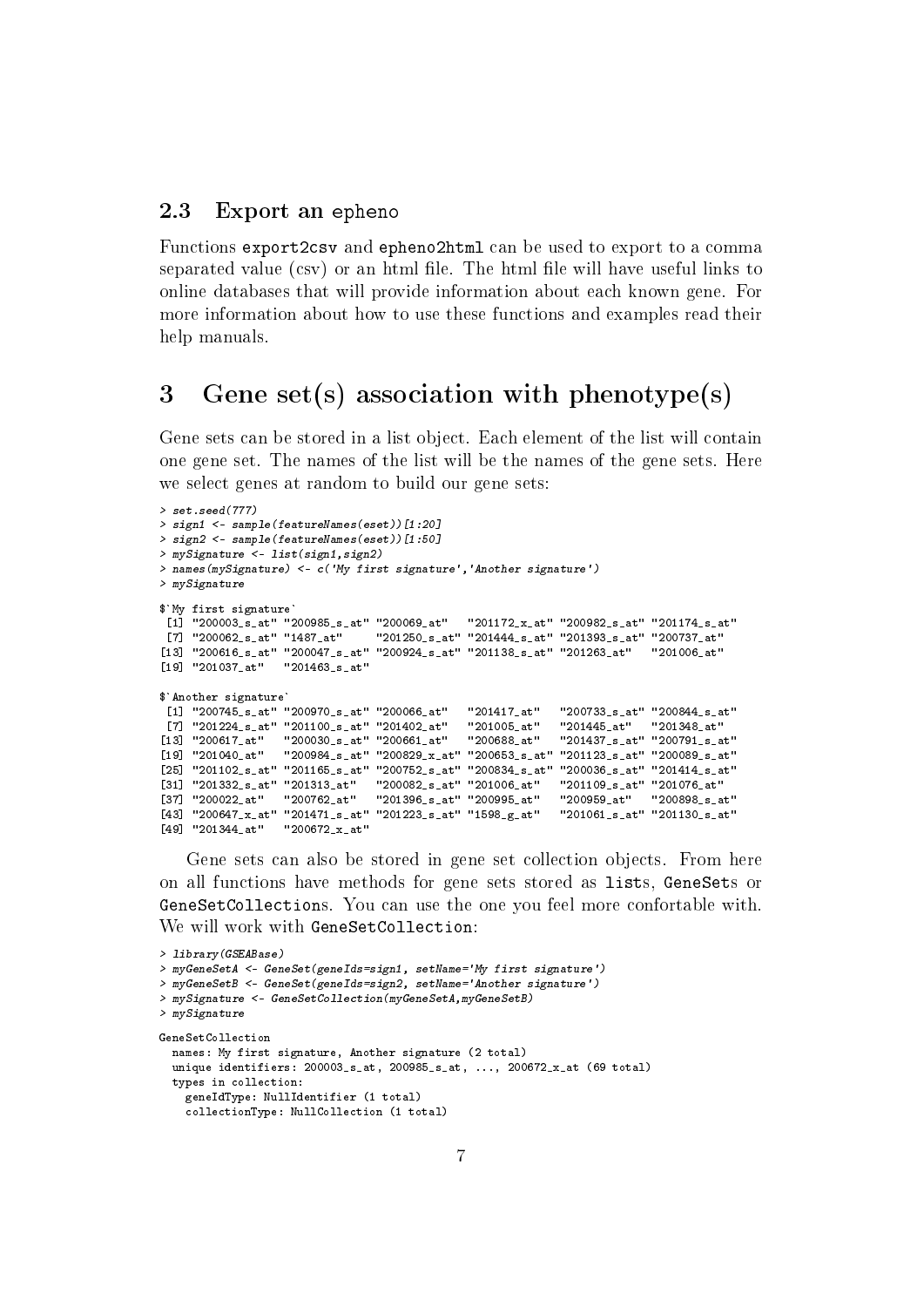### 2.3 Export an epheno

Functions export2csv and epheno2html can be used to export to a comma separated value (csv) or an html file. The html file will have useful links to online databases that will provide information about each known gene. For more information about how to use these functions and examples read their help manuals.

## 3 Gene set(s) association with phenotype(s)

Gene sets can be stored in a list object. Each element of the list will contain one gene set. The names of the list will be the names of the gene sets. Here we select genes at random to build our gene sets:

```
> set.seed(777)
> sign1 <- sample(featureNames(eset))[1:20]
> sign2 <- sample(featureNames(eset))[1:50]
> mySignature <- list(sign1,sign2)
> names(mySignature) <- c('My first signature','Another signature')
> mySignature

$`My first signature`
 [1] "200003_s_at" "200985_s_at" "200069_at"   "201172_x_at" "200982_s_at" "201174_s_at"
 [7] "200062_s_at" "1487_at"     "201250_s_at" "201444_s_at" "201393_s_at" "200737_at"
[13] "200616_s_at" "200047_s_at" "200924_s_at" "201138_s_at" "201263_at"   "201006_at"
[19] "201037_at"   "201463_s_at"

$`Another signature`
 [1] "200745_s_at" "200970_s_at" "200066_at"   "201417_at"   "200733_s_at" "200844_s_at"
 [7] "201224_s_at" "201100_s_at" "201402_at"   "201005_at"   "201445_at"   "201348_at"
[13] "200617_at"   "200030_s_at" "200661_at"   "200688_at"   "201437_s_at" "200791_s_at"
[19] "201040_at"   "200984_s_at" "200829_x_at" "200653_s_at" "201123_s_at" "200089_s_at"
[25] "201102_s_at" "201165_s_at" "200752_s_at" "200834_s_at" "200036_s_at" "201414_s_at"
[31] "201332_s_at" "201313_at"   "200082_s_at" "201006_at"   "201109_s_at" "201076_at"
[37] "200022_at"   "200762_at"   "201396_s_at" "200995_at"   "200959_at"   "200898_s_at"
[43] "200647_x_at" "201471_s_at" "201223_s_at" "1598_g_at"   "201061_s_at" "201130_s_at"
[49] "201344_at"   "200672_x_at"
```

Gene sets can also be stored in gene set collection objects. From here on all functions have methods for gene sets stored as lists, GeneSets or GeneSetCollections. You can use the one you feel more confortable with. We will work with GeneSetCollection:

```
> library(GSEABase)
> myGeneSetA <- GeneSet(geneIds=sign1, setName='My first signature')
> myGeneSetB <- GeneSet(geneIds=sign2, setName='Another signature')
> mySignature <- GeneSetCollection(myGeneSetA,myGeneSetB)
> mySignature

GeneSetCollection
  names: My first signature, Another signature (2 total)
  unique identifiers: 200003_s_at, 200985_s_at, ..., 200672_x_at (69 total)
  types in collection:
    geneIdType: NullIdentifier (1 total)
    collectionType: NullCollection (1 total)
```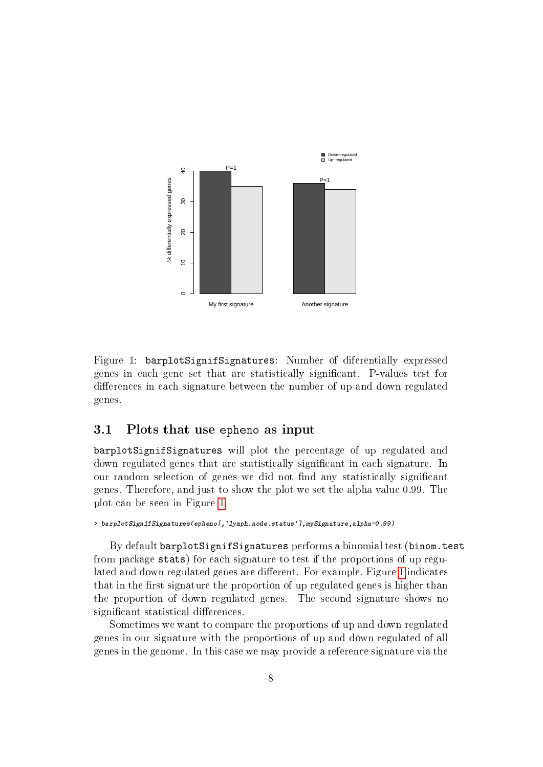Figure 1: `barplotSignifSignatures`: Number of diferentially expressed genes in each gene set that are statistically significant. P-values test for differences in each signature between the number of up and down regulated genes.

## 3.1 Plots that use `epheno` as input

`barplotSignifSignatures` will plot the percentage of up regulated and down regulated genes that are statistically significant in each signature. In our random selection of genes we did not find any statistically significant genes. Therefore, and just to show the plot we set the alpha value 0.99. The plot can be seen in Figure 1.

```
> barplotSignifSignatures(epheno[,'lymph.node.status'],mySignature,alpha=0.99)
```

By default `barplotSignifSignatures` performs a binomial test (`binom.test` from package `stats`) for each signature to test if the proportions of up regulated and down regulated genes are different. For example, Figure 1 indicates that in the first signature the proportion of up regulated genes is higher than the proportion of down regulated genes. The second signature shows no significant statistical differences.

Sometimes we want to compare the proportions of up and down regulated genes in our signature with the proportions of up and down regulated of all genes in the genome. In this case we may provide a reference signature via the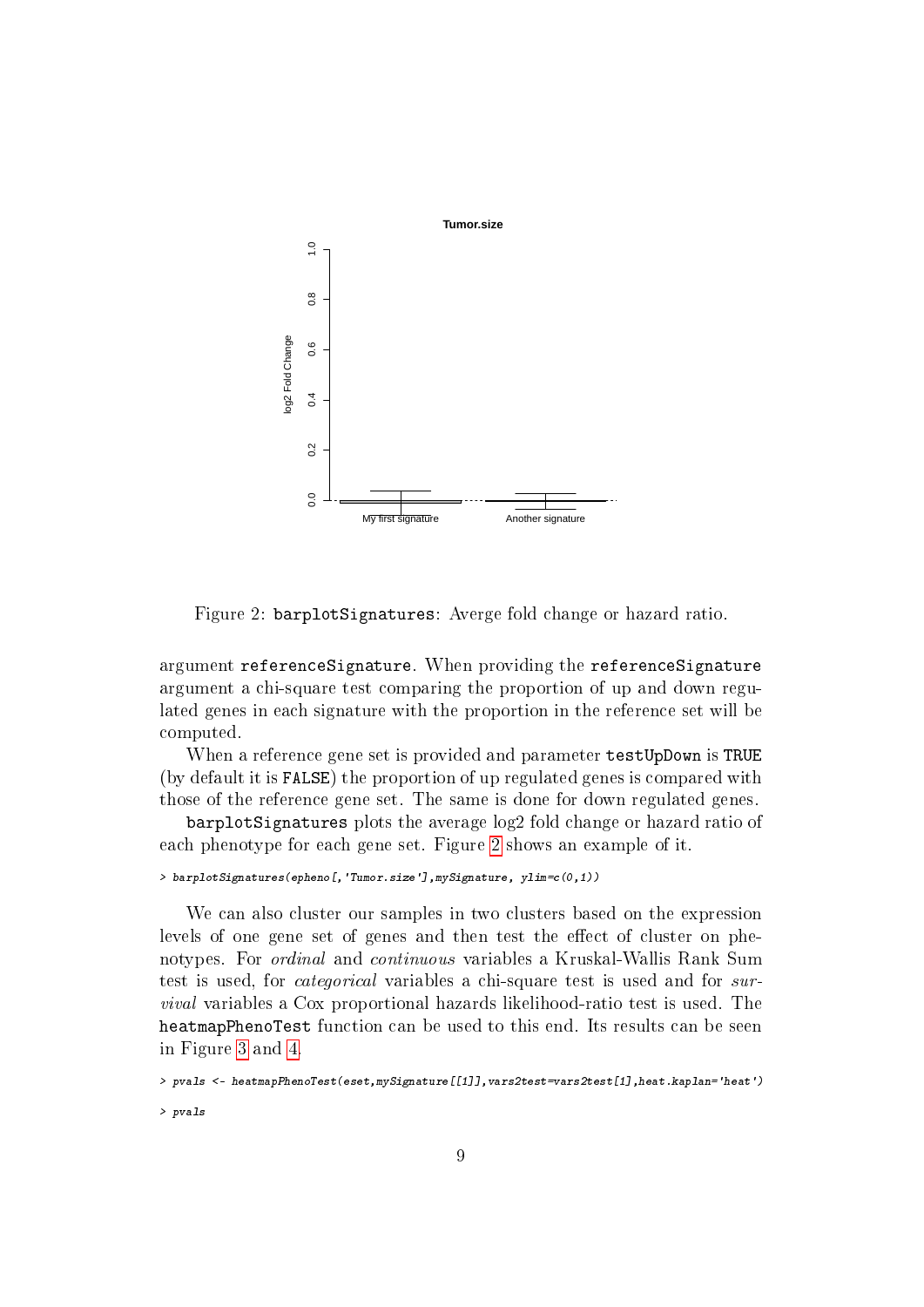Figure 2: `barplotSignatures`: Averge fold change or hazard ratio.

argument `referenceSignature`. When providing the `referenceSignature` argument a chi-square test comparing the proportion of up and down regulated genes in each signature with the proportion in the reference set will be computed.

When a reference gene set is provided and parameter `testUpDown` is `TRUE` (by default it is `FALSE`) the proportion of up regulated genes is compared with those of the reference gene set. The same is done for down regulated genes.

`barplotSignatures` plots the average log2 fold change or hazard ratio of each phenotype for each gene set. Figure 2 shows an example of it.

```
> barplotSignatures(epheno[,'Tumor.size'],mySignature, ylim=c(0,1))
```

We can also cluster our samples in two clusters based on the expression levels of one gene set of genes and then test the effect of cluster on phenotypes. For *ordinal* and *continuous* variables a Kruskal-Wallis Rank Sum test is used, for *categorical* variables a chi-square test is used and for *survival* variables a Cox proportional hazards likelihood-ratio test is used. The `heatmapPhenoTest` function can be used to this end. Its results can be seen in Figure 3 and 4.

```
> pvals <- heatmapPhenoTest(eset,mySignature[[1]],vars2test=vars2test[1],heat.kaplan='heat')
> pvals
```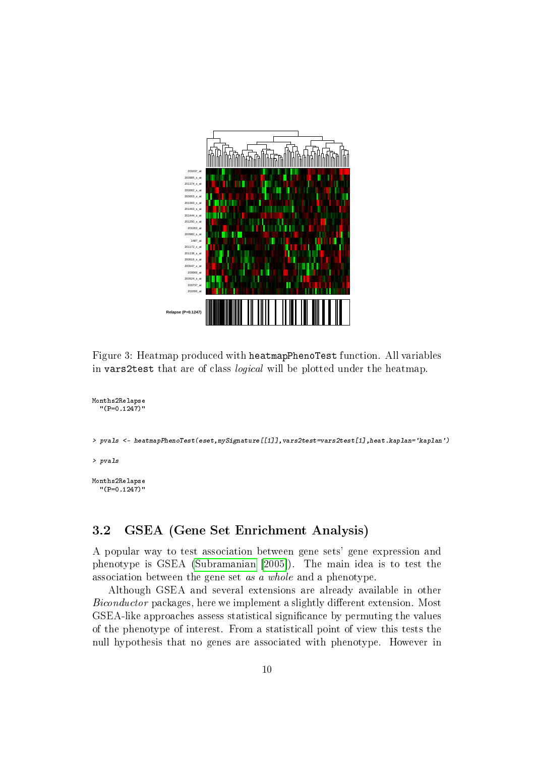Figure 3: Heatmap produced with `heatmapPhenoTest` function. All variables in `vars2test` that are of class *logical* will be plotted under the heatmap.

```
Months2Relapse
  "(P=0.1247)"
```

```
> pvals <- heatmapPhenoTest(eset,mySignature[[1]],vars2test=vars2test[1],heat.kaplan='kaplan')
> pvals
```

```
Months2Relapse
  "(P=0.1247)"
```

## 3.2 GSEA (Gene Set Enrichment Analysis)

A popular way to test association between gene sets' gene expression and phenotype is GSEA (Subramanian [2005]). The main idea is to test the association between the gene set *as a whole* and a phenotype.

Although GSEA and several extensions are already available in other *Biconductor* packages, here we implement a slightly different extension. Most GSEA-like approaches assess statistical significance by permuting the values of the phenotype of interest. From a statisticall point of view this tests the null hypothesis that no genes are associated with phenotype. However in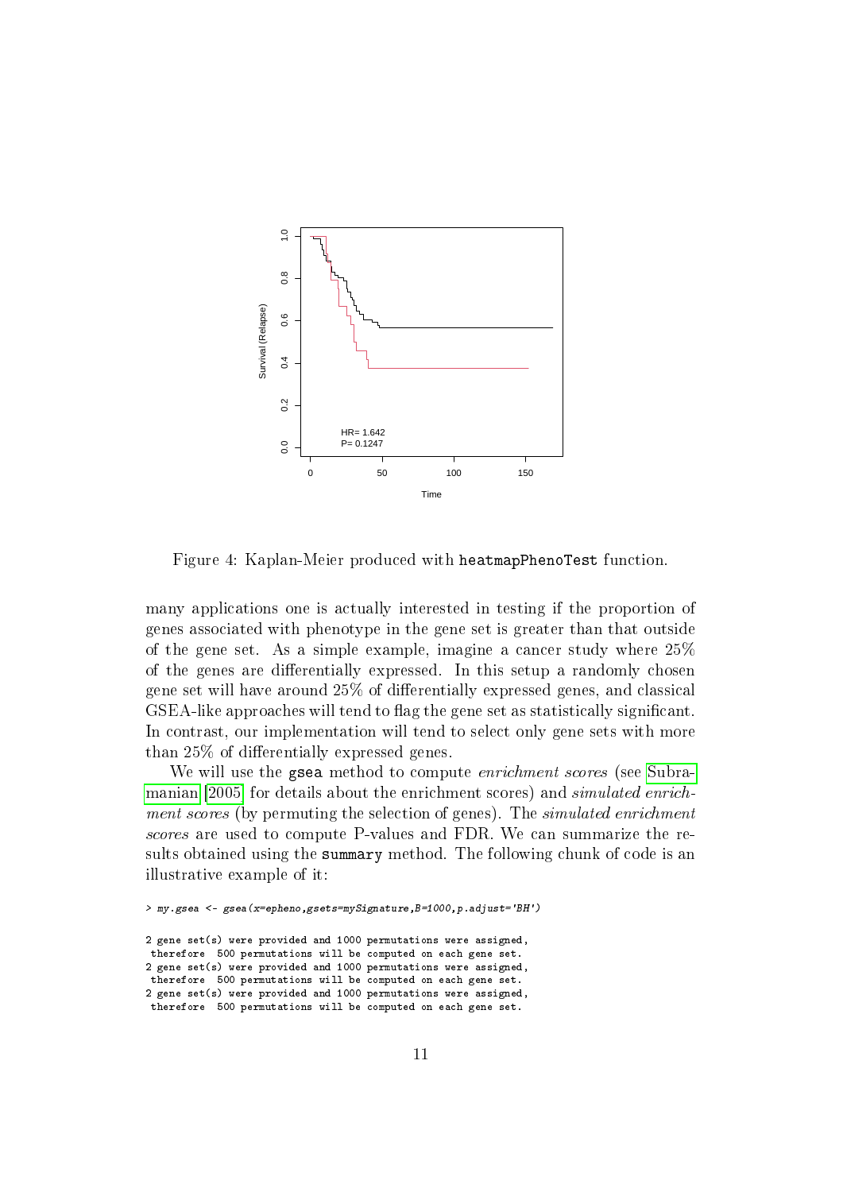Figure 4: Kaplan-Meier produced with `heatmapPhenoTest` function.

many applications one is actually interested in testing if the proportion of genes associated with phenotype in the gene set is greater than that outside of the gene set. As a simple example, imagine a cancer study where 25% of the genes are differentially expressed. In this setup a randomly chosen gene set will have around 25% of differentially expressed genes, and classical GSEA-like approaches will tend to flag the gene set as statistically significant. In contrast, our implementation will tend to select only gene sets with more than 25% of differentially expressed genes.

We will use the `gsea` method to compute *enrichment scores* (see Subramanian [2005] for details about the enrichment scores) and *simulated enrichment scores* (by permuting the selection of genes). The *simulated enrichment scores* are used to compute P-values and FDR. We can summarize the results obtained using the `summary` method. The following chunk of code is an illustrative example of it:

```
> my.gsea <- gsea(x=epheno,gsets=mySignature,B=1000,p.adjust='BH')

2 gene set(s) were provided and 1000 permutations were assigned,
 therefore  500 permutations will be computed on each gene set.
2 gene set(s) were provided and 1000 permutations were assigned,
 therefore  500 permutations will be computed on each gene set.
2 gene set(s) were provided and 1000 permutations were assigned,
 therefore  500 permutations will be computed on each gene set.
```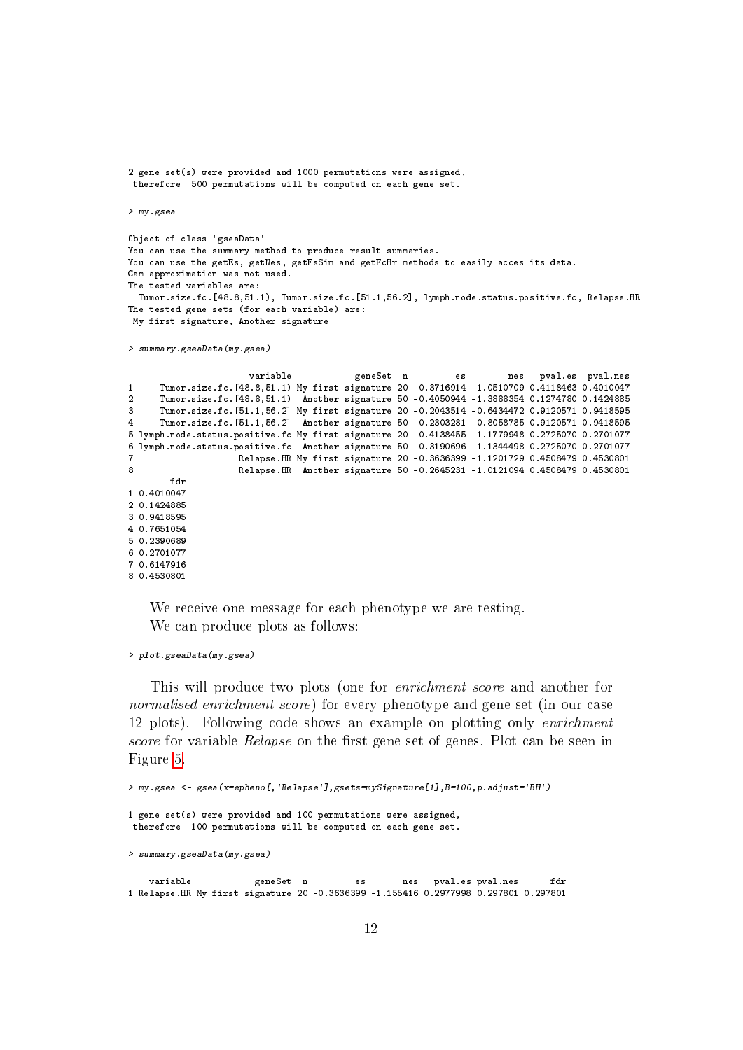```
2 gene set(s) were provided and 1000 permutations were assigned,
 therefore  500 permutations will be computed on each gene set.

> my.gsea

Object of class 'gseaData'
You can use the summary method to produce result summaries.
You can use the getEs, getNes, getEsSim and getFcHr methods to easily acces its data.
Gam approximation was not used.
The tested variables are:
  Tumor.size.fc.[48.8,51.1), Tumor.size.fc.[51.1,56.2], lymph.node.status.positive.fc, Relapse.HR
The tested gene sets (for each variable) are:
 My first signature, Another signature

> summary.gseaData(my.gsea)

                       variable            geneSet  n         es        nes   pval.es  pval.nes
1     Tumor.size.fc.[48.8,51.1) My first signature 20 -0.3716914 -1.0510709 0.4118463 0.4010047
2     Tumor.size.fc.[48.8,51.1)  Another signature 50 -0.4050944 -1.3888354 0.1274780 0.1424885
3     Tumor.size.fc.[51.1,56.2] My first signature 20 -0.2043514 -0.6434472 0.9120571 0.9418595
4     Tumor.size.fc.[51.1,56.2]  Another signature 50  0.2303281  0.8058785 0.9120571 0.9418595
5 lymph.node.status.positive.fc My first signature 20 -0.4138455 -1.1779948 0.2725070 0.2701077
6 lymph.node.status.positive.fc  Another signature 50  0.3190696  1.1344498 0.2725070 0.2701077
7                    Relapse.HR My first signature 20 -0.3636399 -1.1201729 0.4508479 0.4530801
8                    Relapse.HR  Another signature 50 -0.2645231 -1.0121094 0.4508479 0.4530801
        fdr
1 0.4010047
2 0.1424885
3 0.9418595
4 0.7651054
5 0.2390689
6 0.2701077
7 0.6147916
8 0.4530801
```

We receive one message for each phenotype we are testing.

We can produce plots as follows:

```
> plot.gseaData(my.gsea)
```

This will produce two plots (one for *enrichment score* and another for *normalised enrichment score*) for every phenotype and gene set (in our case 12 plots). Following code shows an example on plotting only *enrichment score* for variable *Relapse* on the first gene set of genes. Plot can be seen in Figure 5.

```
> my.gsea <- gsea(x=epheno[,'Relapse'],gsets=mySignature[1],B=100,p.adjust='BH')

1 gene set(s) were provided and 100 permutations were assigned,
 therefore  100 permutations will be computed on each gene set.

> summary.gseaData(my.gsea)

    variable            geneSet  n         es       nes   pval.es pval.nes      fdr
1 Relapse.HR My first signature 20 -0.3636399 -1.155416 0.2977998 0.297801 0.297801
```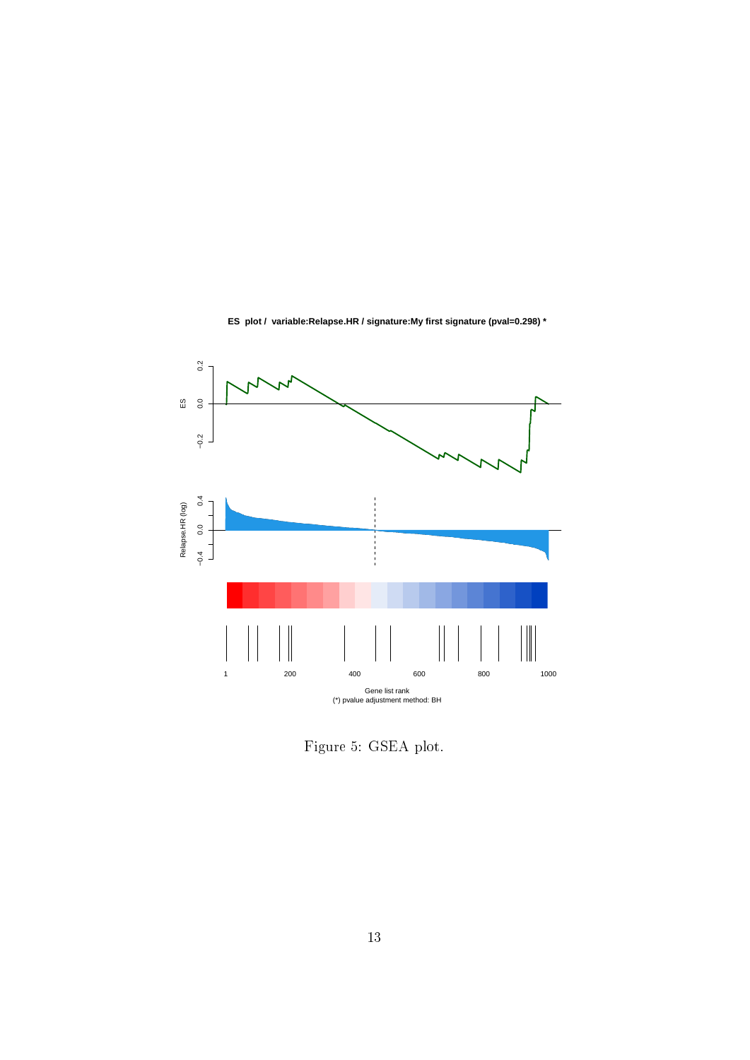Figure 5: GSEA plot.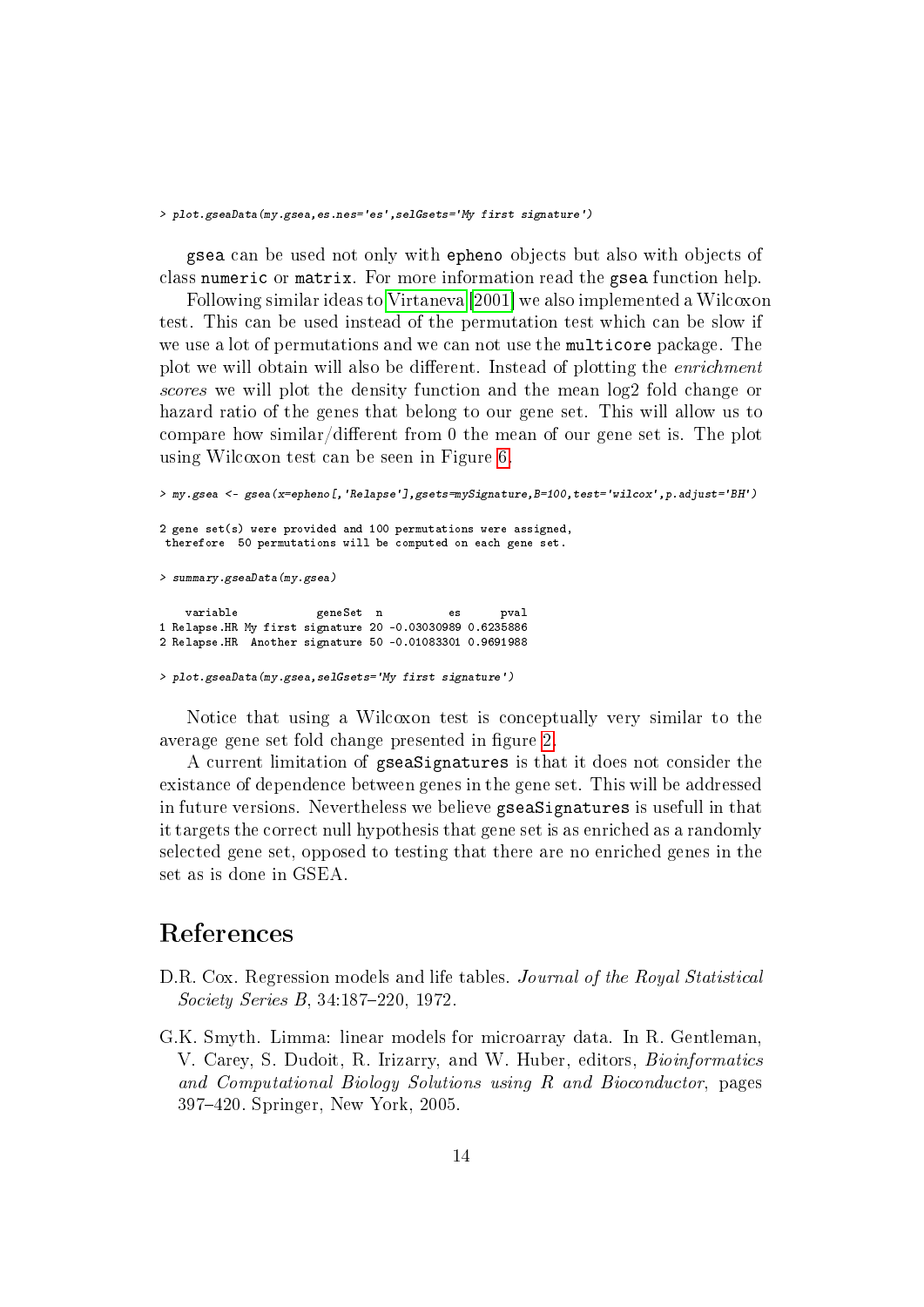```
> plot.gseaData(my.gsea,es.nes='es',selGsets='My first signature')
```

gsea can be used not only with epheno objects but also with objects of class numeric or matrix. For more information read the gsea function help.

Following similar ideas to Virtaneva [2001] we also implemented a Wilcoxon test. This can be used instead of the permutation test which can be slow if we use a lot of permutations and we can not use the multicore package. The plot we will obtain will also be different. Instead of plotting the *enrichment scores* we will plot the density function and the mean log2 fold change or hazard ratio of the genes that belong to our gene set. This will allow us to compare how similar/different from 0 the mean of our gene set is. The plot using Wilcoxon test can be seen in Figure 6.

```
> my.gsea <- gsea(x=epheno[,'Relapse'],gsets=mySignature,B=100,test='wilcox',p.adjust='BH')

2 gene set(s) were provided and 100 permutations were assigned,
 therefore  50 permutations will be computed on each gene set.

> summary.gseaData(my.gsea)

    variable            geneSet  n          es      pval
1 Relapse.HR My first signature 20 -0.03030989 0.6235886
2 Relapse.HR  Another signature 50 -0.01083301 0.9691988

> plot.gseaData(my.gsea,selGsets='My first signature')
```

Notice that using a Wilcoxon test is conceptually very similar to the average gene set fold change presented in figure 2.

A current limitation of gseaSignatures is that it does not consider the existance of dependence between genes in the gene set. This will be addressed in future versions. Nevertheless we believe gseaSignatures is usefull in that it targets the correct null hypothesis that gene set is as enriched as a randomly selected gene set, opposed to testing that there are no enriched genes in the set as is done in GSEA.

# References

D.R. Cox. Regression models and life tables. *Journal of the Royal Statistical Society Series B*, 34:187–220, 1972.

G.K. Smyth. Limma: linear models for microarray data. In R. Gentleman, V. Carey, S. Dudoit, R. Irizarry, and W. Huber, editors, *Bioinformatics and Computational Biology Solutions using R and Bioconductor*, pages 397–420. Springer, New York, 2005.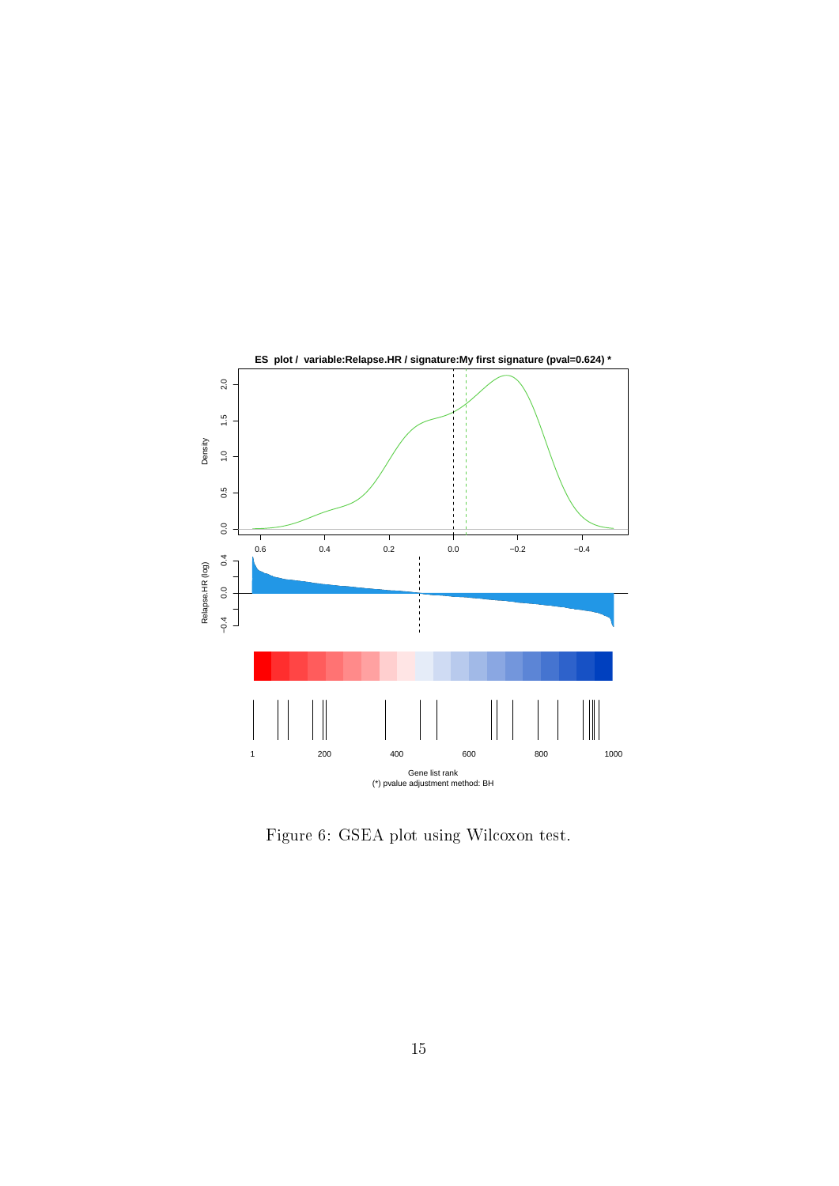Figure 6: GSEA plot using Wilcoxon test.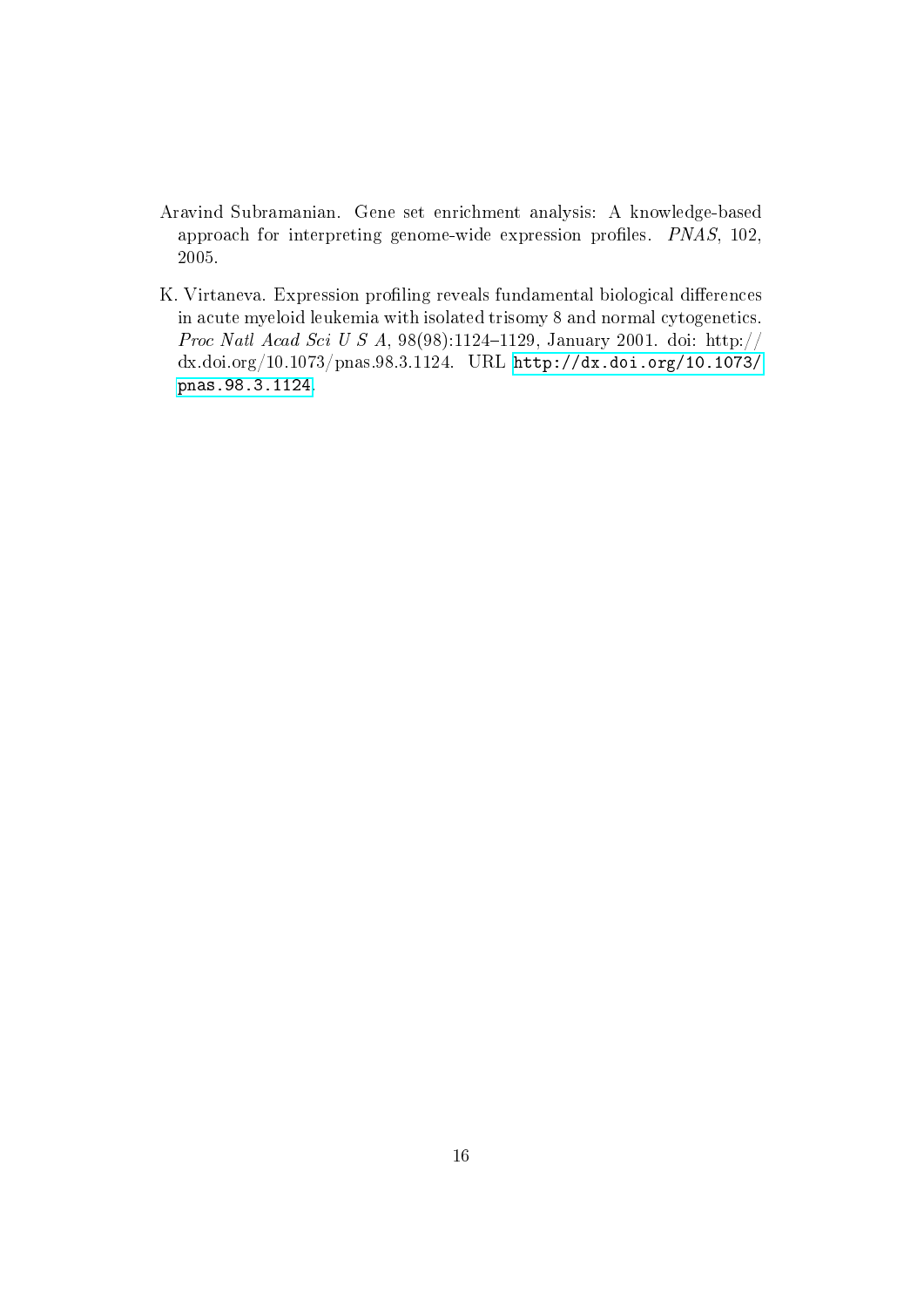Aravind Subramanian. Gene set enrichment analysis: A knowledge-based approach for interpreting genome-wide expression profiles. *PNAS*, 102, 2005.

K. Virtaneva. Expression profiling reveals fundamental biological differences in acute myeloid leukemia with isolated trisomy 8 and normal cytogenetics. *Proc Natl Acad Sci U S A*, 98(98):1124–1129, January 2001. doi: http://dx.doi.org/10.1073/pnas.98.3.1124. URL http://dx.doi.org/10.1073/pnas.98.3.1124.